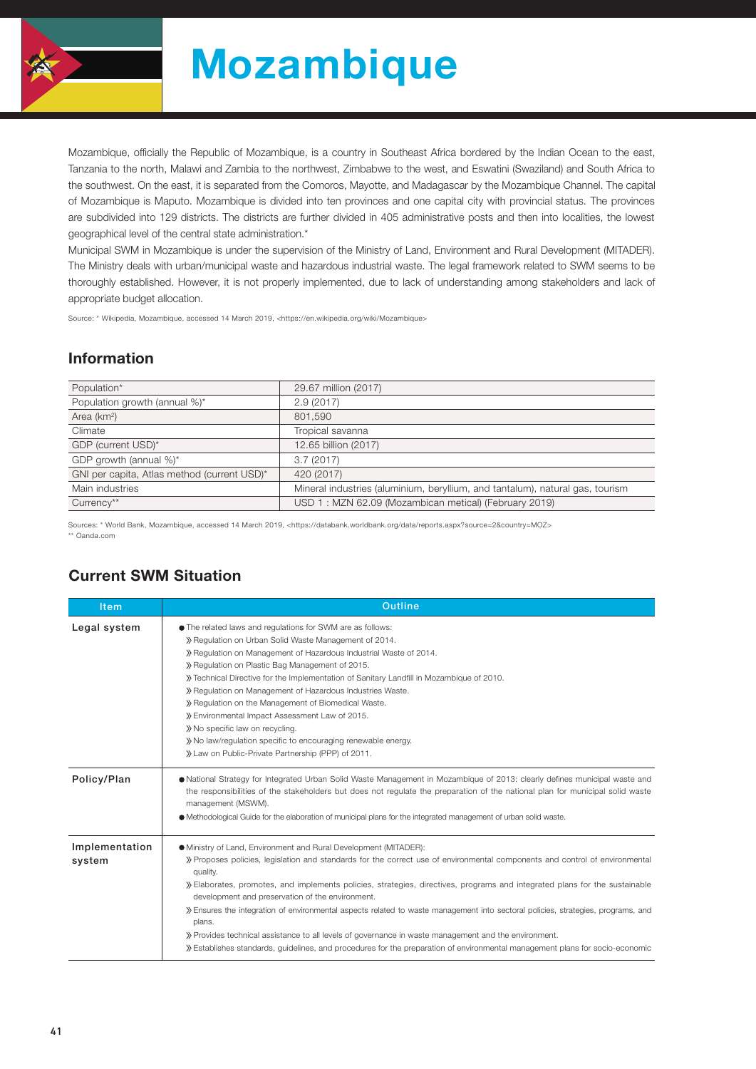# Mozambique

Mozambique, officially the Republic of Mozambique, is a country in Southeast Africa bordered by the Indian Ocean to the east, Tanzania to the north, Malawi and Zambia to the northwest, Zimbabwe to the west, and Eswatini (Swaziland) and South Africa to the southwest. On the east, it is separated from the Comoros, Mayotte, and Madagascar by the Mozambique Channel. The capital of Mozambique is Maputo. Mozambique is divided into ten provinces and one capital city with provincial status. The provinces are subdivided into 129 districts. The districts are further divided in 405 administrative posts and then into localities, the lowest geographical level of the central state administration.*

Municipal SWM in Mozambique is under the supervision of the Ministry of Land, Environment and Rural Development (MITADER). The Ministry deals with urban/municipal waste and hazardous industrial waste. The legal framework related to SWM seems to be thoroughly established. However, it is not properly implemented, due to lack of understanding among stakeholders and lack of appropriate budget allocation.

Source: * Wikipedia, Mozambique, accessed 14 March 2019, <https://en.wikipedia.org/wiki/Mozambique>

## Information

| | |
|---|---|
| Population* | 29.67 million (2017) |
| Population growth (annual %)* | 2.9 (2017) |
| Area (km²) | 801,590 |
| Climate | Tropical savanna |
| GDP (current USD)* | 12.65 billion (2017) |
| GDP growth (annual %)* | 3.7 (2017) |
| GNI per capita, Atlas method (current USD)* | 420 (2017) |
| Main industries | Mineral industries (aluminium, beryllium, and tantalum), natural gas, tourism |
| Currency** | USD 1 : MZN 62.09 (Mozambican metical) (February 2019) |

Sources: * World Bank, Mozambique, accessed 14 March 2019, <https://databank.worldbank.org/data/reports.aspx?source=2&country=MOZ>
** Oanda.com

## Current SWM Situation

| Item | Outline |
|---|---|
| Legal system | ● The related laws and regulations for SWM are as follows:<br>》Regulation on Urban Solid Waste Management of 2014.<br>》Regulation on Management of Hazardous Industrial Waste of 2014.<br>》Regulation on Plastic Bag Management of 2015.<br>》Technical Directive for the Implementation of Sanitary Landfill in Mozambique of 2010.<br>》Regulation on Management of Hazardous Industries Waste.<br>》Regulation on the Management of Biomedical Waste.<br>》Environmental Impact Assessment Law of 2015.<br>》No specific law on recycling.<br>》No law/regulation specific to encouraging renewable energy.<br>》Law on Public-Private Partnership (PPP) of 2011. |
| Policy/Plan | ● National Strategy for Integrated Urban Solid Waste Management in Mozambique of 2013: clearly defines municipal waste and the responsibilities of the stakeholders but does not regulate the preparation of the national plan for municipal solid waste management (MSWM).<br>● Methodological Guide for the elaboration of municipal plans for the integrated management of urban solid waste. |
| Implementation system | ● Ministry of Land, Environment and Rural Development (MITADER):<br>》Proposes policies, legislation and standards for the correct use of environmental components and control of environmental quality.<br>》Elaborates, promotes, and implements policies, strategies, directives, programs and integrated plans for the sustainable development and preservation of the environment.<br>》Ensures the integration of environmental aspects related to waste management into sectoral policies, strategies, programs, and plans.<br>》Provides technical assistance to all levels of governance in waste management and the environment.<br>》Establishes standards, guidelines, and procedures for the preparation of environmental management plans for socio-economic |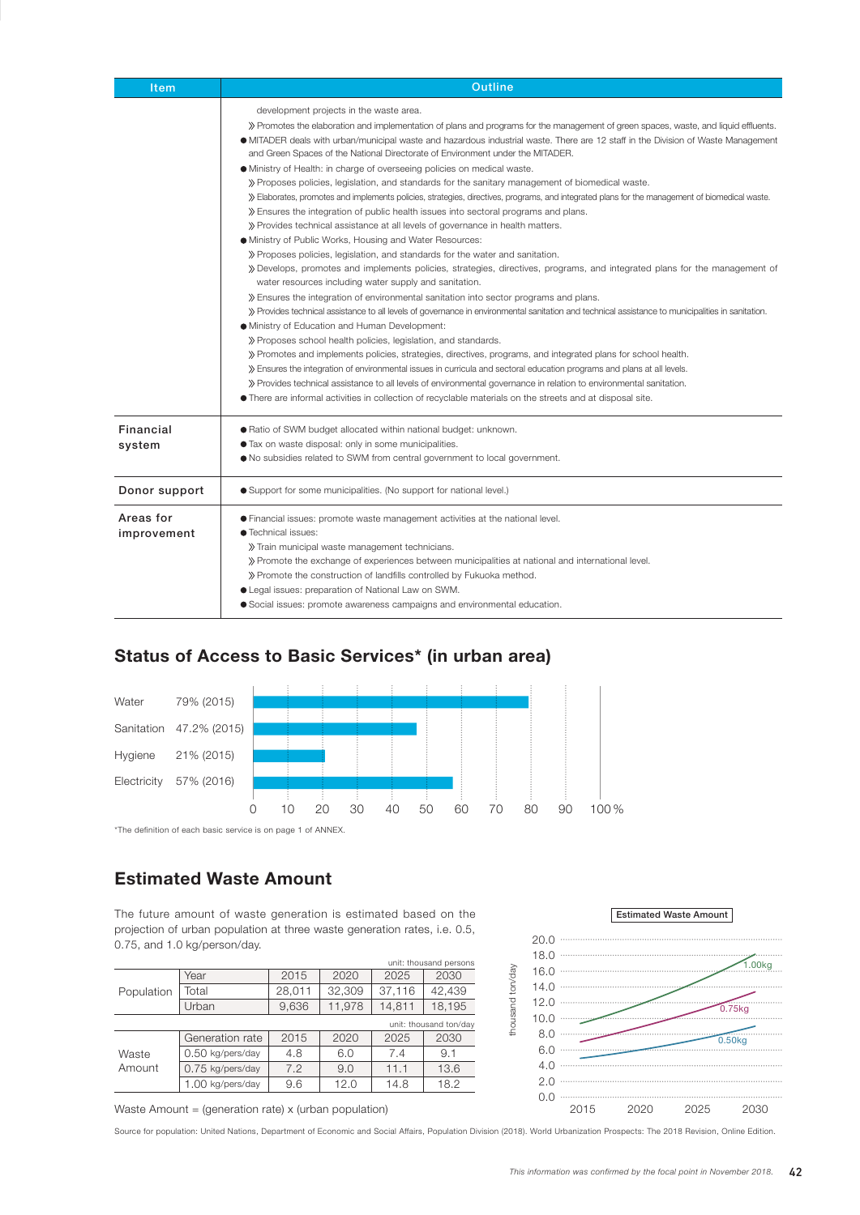| Item | Outline |
|---|---|
| | development projects in the waste area.<br>》Promotes the elaboration and implementation of plans and programs for the management of green spaces, waste, and liquid effluents.<br>● MITADER deals with urban/municipal waste and hazardous industrial waste. There are 12 staff in the Division of Waste Management and Green Spaces of the National Directorate of Environment under the MITADER.<br>● Ministry of Health: in charge of overseeing policies on medical waste.<br>》Proposes policies, legislation, and standards for the sanitary management of biomedical waste.<br>》Elaborates, promotes and implements policies, strategies, directives, programs, and integrated plans for the management of biomedical waste.<br>》Ensures the integration of public health issues into sectoral programs and plans.<br>》Provides technical assistance at all levels of governance in health matters.<br>● Ministry of Public Works, Housing and Water Resources:<br>》Proposes policies, legislation, and standards for the water and sanitation.<br>》Develops, promotes and implements policies, strategies, directives, programs, and integrated plans for the management of water resources including water supply and sanitation.<br>》Ensures the integration of environmental sanitation into sector programs and plans.<br>》Provides technical assistance to all levels of governance in environmental sanitation and technical assistance to municipalities in sanitation.<br>● Ministry of Education and Human Development:<br>》Proposes school health policies, legislation, and standards.<br>》Promotes and implements policies, strategies, directives, programs, and integrated plans for school health.<br>》Ensures the integration of environmental issues in curricula and sectoral education programs and plans at all levels.<br>》Provides technical assistance to all levels of environmental governance in relation to environmental sanitation.<br>● There are informal activities in collection of recyclable materials on the streets and at disposal site. |
| Financial system | ● Ratio of SWM budget allocated within national budget: unknown.<br>● Tax on waste disposal: only in some municipalities.<br>● No subsidies related to SWM from central government to local government. |
| Donor support | ● Support for some municipalities. (No support for national level.) |
| Areas for improvement | ● Financial issues: promote waste management activities at the national level.<br>● Technical issues:<br>》Train municipal waste management technicians.<br>》Promote the exchange of experiences between municipalities at national and international level.<br>》Promote the construction of landfills controlled by Fukuoka method.<br>● Legal issues: preparation of National Law on SWM.<br>● Social issues: promote awareness campaigns and environmental education. |

## Status of Access to Basic Services* (in urban area)

Water 79% (2015)
Sanitation 47.2% (2015)
Hygiene 21% (2015)
Electricity 57% (2016)

0 10 20 30 40 50 60 70 80 90 100 %

*The definition of each basic service is on page 1 of ANNEX.

## Estimated Waste Amount

The future amount of waste generation is estimated based on the projection of urban population at three waste generation rates, i.e. 0.5, 0.75, and 1.0 kg/person/day.

unit: thousand persons

| Population | Year | 2015 | 2020 | 2025 | 2030 |
|---|---|---|---|---|---|
| | Total | 28,011 | 32,309 | 37,116 | 42,439 |
| | Urban | 9,636 | 11,978 | 14,811 | 18,195 |

unit: thousand ton/day

| Waste Amount | Generation rate | 2015 | 2020 | 2025 | 2030 |
|---|---|---|---|---|---|
| | 0.50 kg/pers/day | 4.8 | 6.0 | 7.4 | 9.1 |
| | 0.75 kg/pers/day | 7.2 | 9.0 | 11.1 | 13.6 |
| | 1.00 kg/pers/day | 9.6 | 12.0 | 14.8 | 18.2 |

Waste Amount = (generation rate) x (urban population)

Estimated Waste Amount

thousand ton/day

20.0
18.0
16.0
14.0
12.0
10.0
8.0
6.0
4.0
2.0
0.0

2015 2020 2025 2030

1.00kg
0.75kg
0.50kg

Source for population: United Nations, Department of Economic and Social Affairs, Population Division (2018). World Urbanization Prospects: The 2018 Revision, Online Edition.

*This information was confirmed by the focal point in November 2018.*